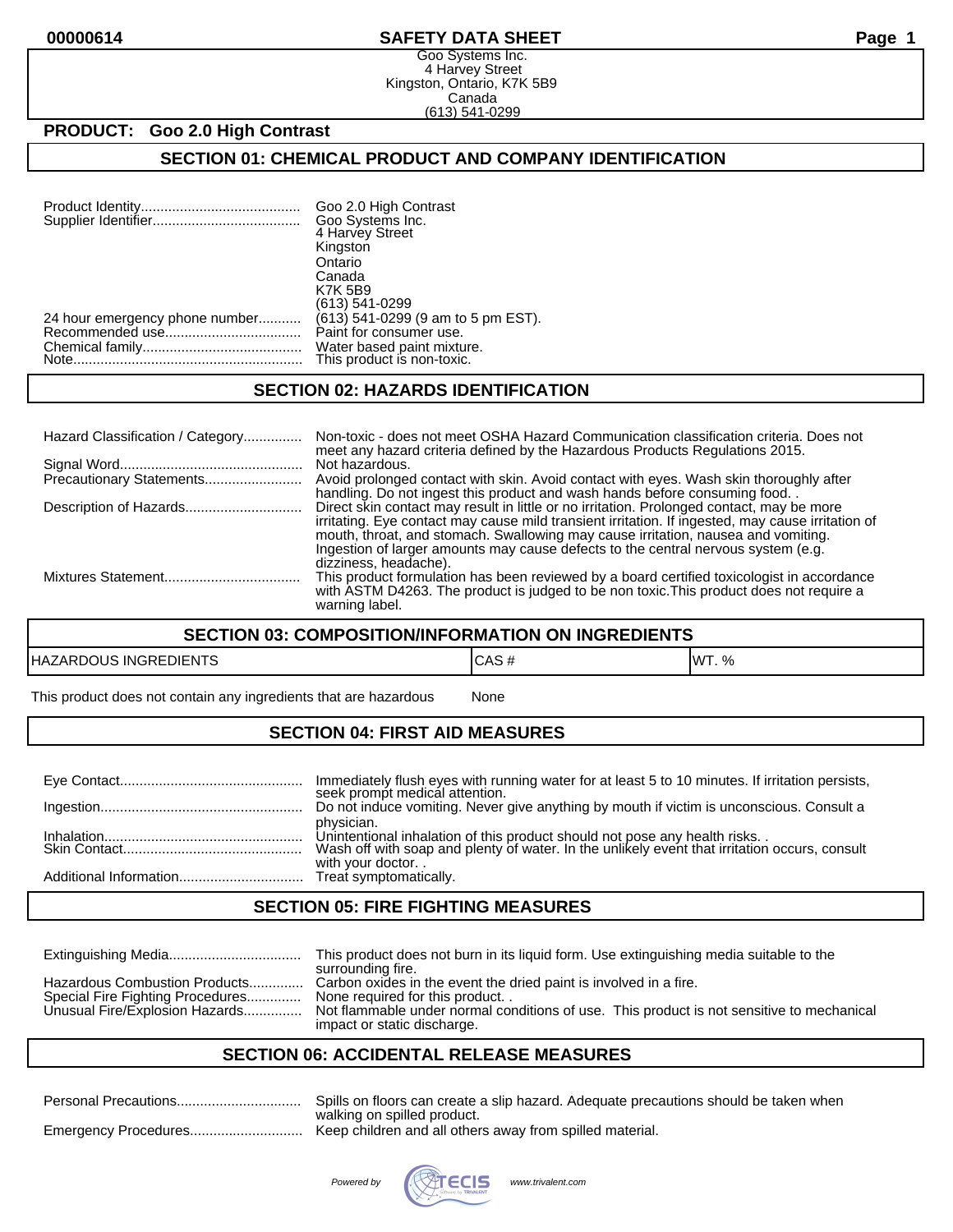# SAFETY DATA SHEET

00000614

Goo Systems Inc.
4 Harvey Street
Kingston, Ontario, K7K 5B9
Canada
(613) 541-0299

**PRODUCT: Goo 2.0 High Contrast**

## SECTION 01: CHEMICAL PRODUCT AND COMPANY IDENTIFICATION

| | |
|---|---|
| Product Identity | Goo 2.0 High Contrast |
| Supplier Identifier | Goo Systems Inc.<br>4 Harvey Street<br>Kingston<br>Ontario<br>Canada<br>K7K 5B9<br>(613) 541-0299 |
| 24 hour emergency phone number | (613) 541-0299 (9 am to 5 pm EST). |
| Recommended use | Paint for consumer use. |
| Chemical family | Water based paint mixture. |
| Note | This product is non-toxic. |

## SECTION 02: HAZARDS IDENTIFICATION

| | |
|---|---|
| Hazard Classification / Category | Non-toxic - does not meet OSHA Hazard Communication classification criteria. Does not meet any hazard criteria defined by the Hazardous Products Regulations 2015. |
| Signal Word | Not hazardous. |
| Precautionary Statements | Avoid prolonged contact with skin. Avoid contact with eyes. Wash skin thoroughly after handling. Do not ingest this product and wash hands before consuming food. . |
| Description of Hazards | Direct skin contact may result in little or no irritation. Prolonged contact, may be more irritating. Eye contact may cause mild transient irritation. If ingested, may cause irritation of mouth, throat, and stomach. Swallowing may cause irritation, nausea and vomiting. Ingestion of larger amounts may cause defects to the central nervous system (e.g. dizziness, headache). |
| Mixtures Statement | This product formulation has been reviewed by a board certified toxicologist in accordance with ASTM D4263. The product is judged to be non toxic.This product does not require a warning label. |

## SECTION 03: COMPOSITION/INFORMATION ON INGREDIENTS

| HAZARDOUS INGREDIENTS | CAS # | WT. % |
|---|---|---|
| This product does not contain any ingredients that are hazardous | None | |

## SECTION 04: FIRST AID MEASURES

| | |
|---|---|
| Eye Contact | Immediately flush eyes with running water for at least 5 to 10 minutes. If irritation persists, seek prompt medical attention. |
| Ingestion | Do not induce vomiting. Never give anything by mouth if victim is unconscious. Consult a physician. |
| Inhalation | Unintentional inhalation of this product should not pose any health risks. . |
| Skin Contact | Wash off with soap and plenty of water. In the unlikely event that irritation occurs, consult with your doctor. . |
| Additional Information | Treat symptomatically. |

## SECTION 05: FIRE FIGHTING MEASURES

| | |
|---|---|
| Extinguishing Media | This product does not burn in its liquid form. Use extinguishing media suitable to the surrounding fire. |
| Hazardous Combustion Products | Carbon oxides in the event the dried paint is involved in a fire. |
| Special Fire Fighting Procedures | None required for this product. . |
| Unusual Fire/Explosion Hazards | Not flammable under normal conditions of use. This product is not sensitive to mechanical impact or static discharge. |

## SECTION 06: ACCIDENTAL RELEASE MEASURES

| | |
|---|---|
| Personal Precautions | Spills on floors can create a slip hazard. Adequate precautions should be taken when walking on spilled product. |
| Emergency Procedures | Keep children and all others away from spilled material. |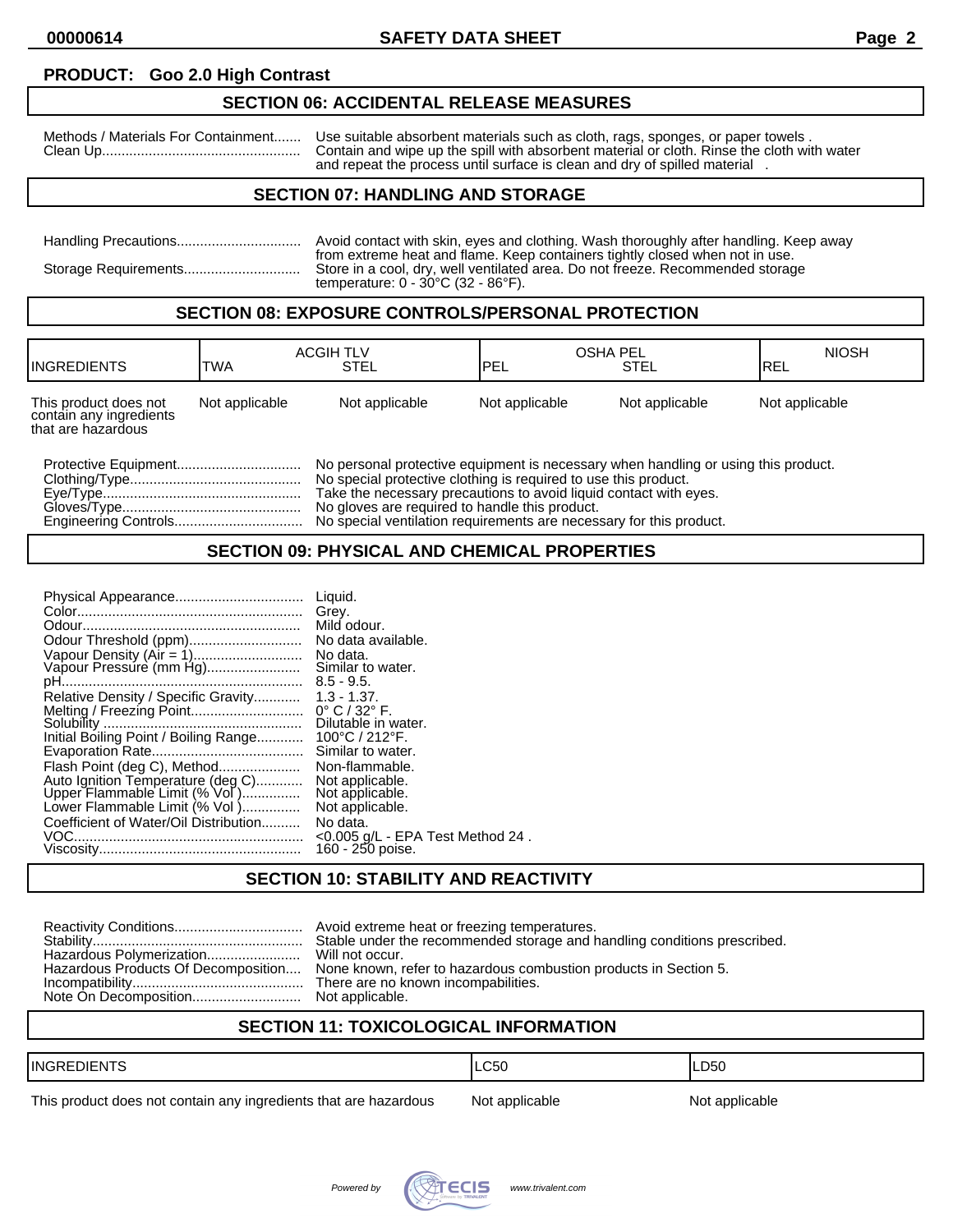**PRODUCT: Goo 2.0 High Contrast**

## SECTION 06: ACCIDENTAL RELEASE MEASURES

| | |
|---|---|
| Methods / Materials For Containment....... Clean Up.................................................. | Use suitable absorbent materials such as cloth, rags, sponges, or paper towels . Contain and wipe up the spill with absorbent material or cloth. Rinse the cloth with water and repeat the process until surface is clean and dry of spilled material . |

## SECTION 07: HANDLING AND STORAGE

| | |
|---|---|
| Handling Precautions................................ | Avoid contact with skin, eyes and clothing. Wash thoroughly after handling. Keep away from extreme heat and flame. Keep containers tightly closed when not in use. |
| Storage Requirements............................. | Store in a cool, dry, well ventilated area. Do not freeze. Recommended storage temperature: 0 - 30°C (32 - 86°F). |

## SECTION 08: EXPOSURE CONTROLS/PERSONAL PROTECTION

| INGREDIENTS | ACGIH TLV TWA | ACGIH TLV STEL | OSHA PEL PEL | OSHA PEL STEL | NIOSH REL |
|---|---|---|---|---|---|
| This product does not contain any ingredients that are hazardous | Not applicable | Not applicable | Not applicable | Not applicable | Not applicable |

| | |
|---|---|
| Protective Equipment................................ | No personal protective equipment is necessary when handling or using this product. |
| Clothing/Type............................................ | No special protective clothing is required to use this product. |
| Eye/Type................................................... | Take the necessary precautions to avoid liquid contact with eyes. |
| Gloves/Type.............................................. | No gloves are required to handle this product. |
| Engineering Controls................................. | No special ventilation requirements are necessary for this product. |

## SECTION 09: PHYSICAL AND CHEMICAL PROPERTIES

| | |
|---|---|
| Physical Appearance................................ | Liquid. |
| Color......................................................... | Grey. |
| Odour........................................................ | Mild odour. |
| Odour Threshold (ppm)............................. | No data available. |
| Vapour Density (Air = 1)............................ | No data. |
| Vapour Pressure (mm Hg)......................... | Similar to water. |
| pH............................................................. | 8.5 - 9.5. |
| Relative Density / Specific Gravity............ | 1.3 - 1.37. |
| Melting / Freezing Point............................. | 0° C / 32° F. |
| Solubility .................................................. | Dilutable in water. |
| Initial Boiling Point / Boiling Range............ | 100°C / 212°F. |
| Evaporation Rate....................................... | Similar to water. |
| Flash Point (deg C), Method..................... | Non-flammable. |
| Auto Ignition Temperature (deg C)............ | Not applicable. |
| Upper Flammable Limit (% Vol )............... | Not applicable. |
| Lower Flammable Limit (% Vol )............... | Not applicable. |
| Coefficient of Water/Oil Distribution.......... | No data. |
| VOC........................................................... | <0.005 g/L - EPA Test Method 24 . |
| Viscosity.................................................... | 160 - 250 poise. |

## SECTION 10: STABILITY AND REACTIVITY

| | |
|---|---|
| Reactivity Conditions................................. | Avoid extreme heat or freezing temperatures. |
| Stability...................................................... | Stable under the recommended storage and handling conditions prescribed. |
| Hazardous Polymerization........................ | Will not occur. |
| Hazardous Products Of Decomposition.... | None known, refer to hazardous combustion products in Section 5. |
| Incompatibility............................................ | There are no known incompabilities. |
| Note On Decomposition............................ | Not applicable. |

## SECTION 11: TOXICOLOGICAL INFORMATION

| INGREDIENTS | LC50 | LD50 |
|---|---|---|
| This product does not contain any ingredients that are hazardous | Not applicable | Not applicable |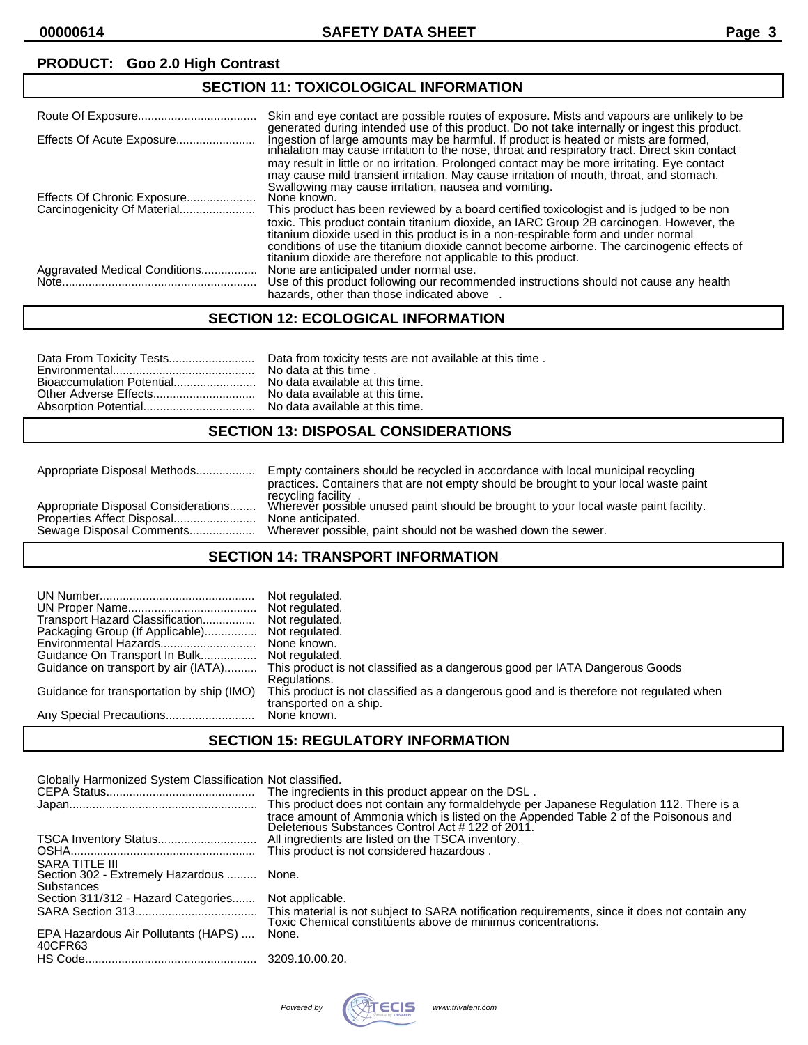**PRODUCT: Goo 2.0 High Contrast**

## SECTION 11: TOXICOLOGICAL INFORMATION

| | |
|---|---|
| Route Of Exposure | Skin and eye contact are possible routes of exposure. Mists and vapours are unlikely to be generated during intended use of this product. Do not take internally or ingest this product. |
| Effects Of Acute Exposure | Ingestion of large amounts may be harmful. If product is heated or mists are formed, inhalation may cause irritation to the nose, throat and respiratory tract. Direct skin contact may result in little or no irritation. Prolonged contact may be more irritating. Eye contact may cause mild transient irritation. May cause irritation of mouth, throat, and stomach. Swallowing may cause irritation, nausea and vomiting. |
| Effects Of Chronic Exposure | None known. |
| Carcinogenicity Of Material | This product has been reviewed by a board certified toxicologist and is judged to be non toxic. This product contain titanium dioxide, an IARC Group 2B carcinogen. However, the titanium dioxide used in this product is in a non-respirable form and under normal conditions of use the titanium dioxide cannot become airborne. The carcinogenic effects of titanium dioxide are therefore not applicable to this product. |
| Aggravated Medical Conditions | None are anticipated under normal use. |
| Note | Use of this product following our recommended instructions should not cause any health hazards, other than those indicated above . |

## SECTION 12: ECOLOGICAL INFORMATION

| | |
|---|---|
| Data From Toxicity Tests | Data from toxicity tests are not available at this time . |
| Environmental | No data at this time . |
| Bioaccumulation Potential | No data available at this time. |
| Other Adverse Effects | No data available at this time. |
| Absorption Potential | No data available at this time. |

## SECTION 13: DISPOSAL CONSIDERATIONS

| | |
|---|---|
| Appropriate Disposal Methods | Empty containers should be recycled in accordance with local municipal recycling practices. Containers that are not empty should be brought to your local waste paint recycling facility . |
| Appropriate Disposal Considerations | Wherever possible unused paint should be brought to your local waste paint facility. |
| Properties Affect Disposal | None anticipated. |
| Sewage Disposal Comments | Wherever possible, paint should not be washed down the sewer. |

## SECTION 14: TRANSPORT INFORMATION

| | |
|---|---|
| UN Number | Not regulated. |
| UN Proper Name | Not regulated. |
| Transport Hazard Classification | Not regulated. |
| Packaging Group (If Applicable) | Not regulated. |
| Environmental Hazards | None known. |
| Guidance On Transport In Bulk | Not regulated. |
| Guidance on transport by air (IATA) | This product is not classified as a dangerous good per IATA Dangerous Goods Regulations. |
| Guidance for transportation by ship (IMO) | This product is not classified as a dangerous good and is therefore not regulated when transported on a ship. |
| Any Special Precautions | None known. |

## SECTION 15: REGULATORY INFORMATION

| | |
|---|---|
| Globally Harmonized System Classification | Not classified. |
| CEPA Status | The ingredients in this product appear on the DSL . |
| Japan | This product does not contain any formaldehyde per Japanese Regulation 112. There is a trace amount of Ammonia which is listed on the Appended Table 2 of the Poisonous and Deleterious Substances Control Act # 122 of 2011. |
| TSCA Inventory Status | All ingredients are listed on the TSCA inventory. |
| OSHA | This product is not considered hazardous . |
| SARA TITLE III | |
| Section 302 - Extremely Hazardous Substances | None. |
| Section 311/312 - Hazard Categories | Not applicable. |
| SARA Section 313 | This material is not subject to SARA notification requirements, since it does not contain any Toxic Chemical constituents above de minimus concentrations. |
| EPA Hazardous Air Pollutants (HAPS) 40CFR63 | None. |
| HS Code | 3209.10.00.20. |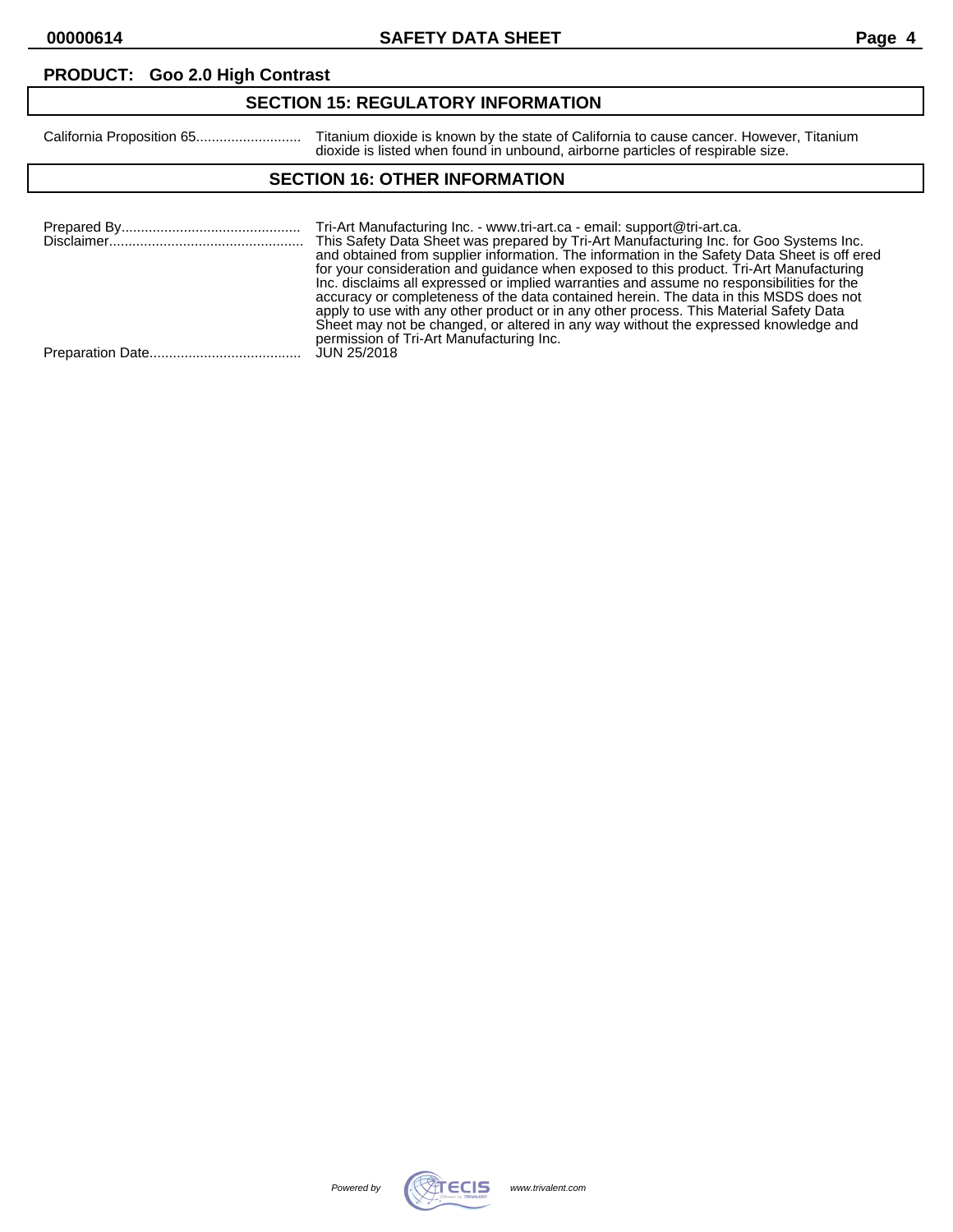**PRODUCT: Goo 2.0 High Contrast**

## SECTION 15: REGULATORY INFORMATION

California Proposition 65........................... Titanium dioxide is known by the state of California to cause cancer. However, Titanium dioxide is listed when found in unbound, airborne particles of respirable size.

## SECTION 16: OTHER INFORMATION

Prepared By.............................................. Tri-Art Manufacturing Inc. - www.tri-art.ca - email: support@tri-art.ca.

Disclaimer.................................................. This Safety Data Sheet was prepared by Tri-Art Manufacturing Inc. for Goo Systems Inc. and obtained from supplier information. The information in the Safety Data Sheet is off ered for your consideration and guidance when exposed to this product. Tri-Art Manufacturing Inc. disclaims all expressed or implied warranties and assume no responsibilities for the accuracy or completeness of the data contained herein. The data in this MSDS does not apply to use with any other product or in any other process. This Material Safety Data Sheet may not be changed, or altered in any way without the expressed knowledge and permission of Tri-Art Manufacturing Inc.

Preparation Date....................................... JUN 25/2018